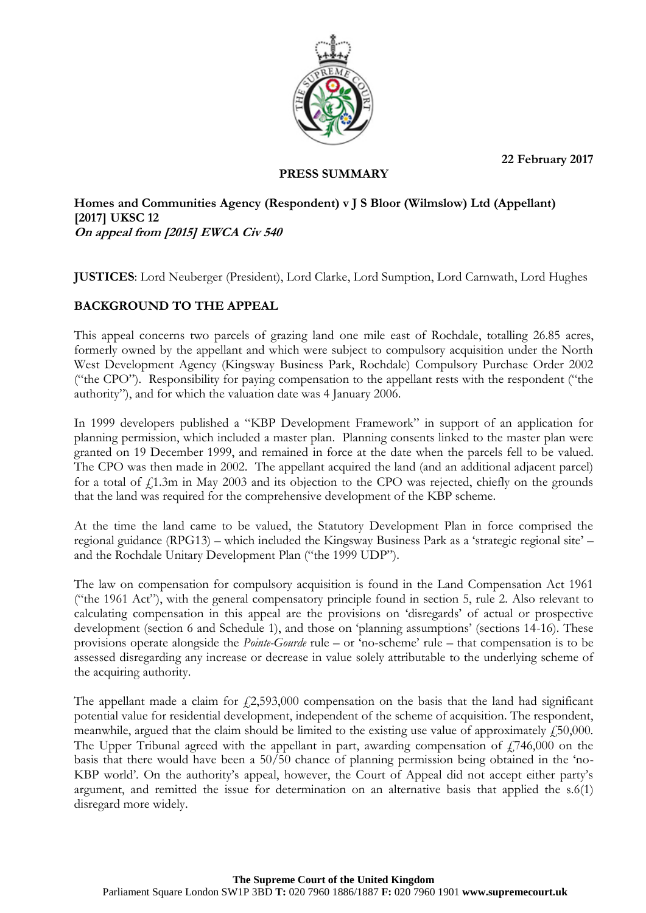22 February 2017

**PRESS SUMMARY**

**Homes and Communities Agency (Respondent) v J S Bloor (Wilmslow) Ltd (Appellant) [2017] UKSC 12**
***On appeal from [2015] EWCA Civ 540***

**JUSTICES**: Lord Neuberger (President), Lord Clarke, Lord Sumption, Lord Carnwath, Lord Hughes

## BACKGROUND TO THE APPEAL

This appeal concerns two parcels of grazing land one mile east of Rochdale, totalling 26.85 acres, formerly owned by the appellant and which were subject to compulsory acquisition under the North West Development Agency (Kingsway Business Park, Rochdale) Compulsory Purchase Order 2002 ("the CPO"). Responsibility for paying compensation to the appellant rests with the respondent ("the authority"), and for which the valuation date was 4 January 2006.

In 1999 developers published a "KBP Development Framework" in support of an application for planning permission, which included a master plan. Planning consents linked to the master plan were granted on 19 December 1999, and remained in force at the date when the parcels fell to be valued. The CPO was then made in 2002. The appellant acquired the land (and an additional adjacent parcel) for a total of £1.3m in May 2003 and its objection to the CPO was rejected, chiefly on the grounds that the land was required for the comprehensive development of the KBP scheme.

At the time the land came to be valued, the Statutory Development Plan in force comprised the regional guidance (RPG13) – which included the Kingsway Business Park as a 'strategic regional site' – and the Rochdale Unitary Development Plan ("the 1999 UDP").

The law on compensation for compulsory acquisition is found in the Land Compensation Act 1961 ("the 1961 Act"), with the general compensatory principle found in section 5, rule 2. Also relevant to calculating compensation in this appeal are the provisions on 'disregards' of actual or prospective development (section 6 and Schedule 1), and those on 'planning assumptions' (sections 14-16). These provisions operate alongside the *Pointe-Gourde* rule – or 'no-scheme' rule – that compensation is to be assessed disregarding any increase or decrease in value solely attributable to the underlying scheme of the acquiring authority.

The appellant made a claim for £2,593,000 compensation on the basis that the land had significant potential value for residential development, independent of the scheme of acquisition. The respondent, meanwhile, argued that the claim should be limited to the existing use value of approximately £50,000. The Upper Tribunal agreed with the appellant in part, awarding compensation of £746,000 on the basis that there would have been a 50/50 chance of planning permission being obtained in the 'no-KBP world'. On the authority's appeal, however, the Court of Appeal did not accept either party's argument, and remitted the issue for determination on an alternative basis that applied the s.6(1) disregard more widely.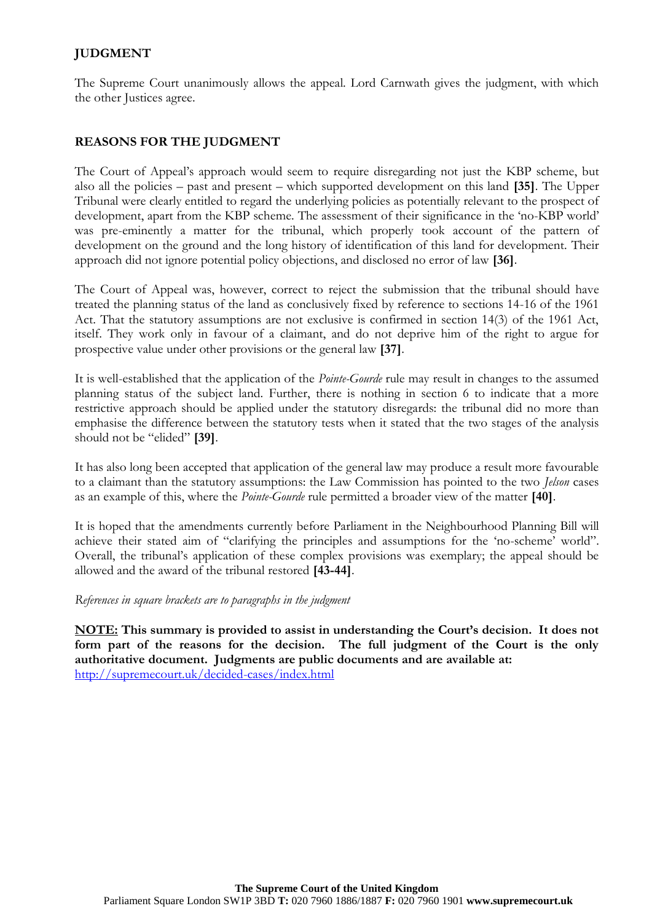## JUDGMENT

The Supreme Court unanimously allows the appeal. Lord Carnwath gives the judgment, with which the other Justices agree.

## REASONS FOR THE JUDGMENT

The Court of Appeal's approach would seem to require disregarding not just the KBP scheme, but also all the policies – past and present – which supported development on this land **[35]**. The Upper Tribunal were clearly entitled to regard the underlying policies as potentially relevant to the prospect of development, apart from the KBP scheme. The assessment of their significance in the 'no-KBP world' was pre-eminently a matter for the tribunal, which properly took account of the pattern of development on the ground and the long history of identification of this land for development. Their approach did not ignore potential policy objections, and disclosed no error of law **[36]**.

The Court of Appeal was, however, correct to reject the submission that the tribunal should have treated the planning status of the land as conclusively fixed by reference to sections 14-16 of the 1961 Act. That the statutory assumptions are not exclusive is confirmed in section 14(3) of the 1961 Act, itself. They work only in favour of a claimant, and do not deprive him of the right to argue for prospective value under other provisions or the general law **[37]**.

It is well-established that the application of the *Pointe-Gourde* rule may result in changes to the assumed planning status of the subject land. Further, there is nothing in section 6 to indicate that a more restrictive approach should be applied under the statutory disregards: the tribunal did no more than emphasise the difference between the statutory tests when it stated that the two stages of the analysis should not be "elided" **[39]**.

It has also long been accepted that application of the general law may produce a result more favourable to a claimant than the statutory assumptions: the Law Commission has pointed to the two *Jelson* cases as an example of this, where the *Pointe-Gourde* rule permitted a broader view of the matter **[40]**.

It is hoped that the amendments currently before Parliament in the Neighbourhood Planning Bill will achieve their stated aim of "clarifying the principles and assumptions for the 'no-scheme' world". Overall, the tribunal's application of these complex provisions was exemplary; the appeal should be allowed and the award of the tribunal restored **[43-44]**.

*References in square brackets are to paragraphs in the judgment*

**NOTE: This summary is provided to assist in understanding the Court's decision. It does not form part of the reasons for the decision. The full judgment of the Court is the only authoritative document. Judgments are public documents and are available at:** http://supremecourt.uk/decided-cases/index.html

**The Supreme Court of the United Kingdom**
Parliament Square London SW1P 3BD **T:** 020 7960 1886/1887 **F:** 020 7960 1901 **www.supremecourt.uk**